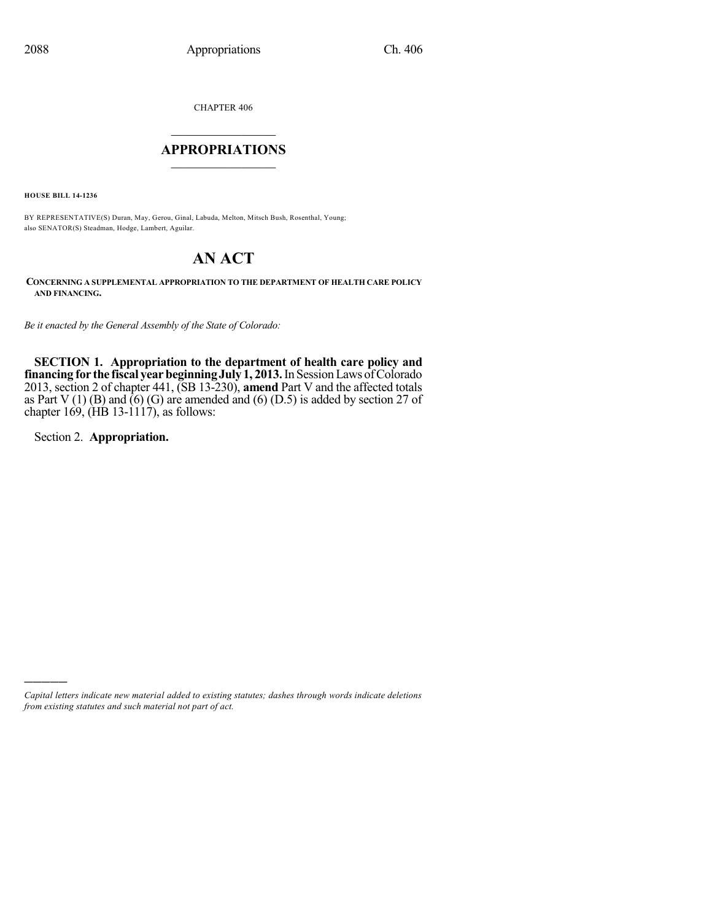CHAPTER 406

# APPROPRIATIONS

**HOUSE BILL 14-1236**

BY REPRESENTATIVE(S) Duran, May, Gerou, Ginal, Labuda, Melton, Mitsch Bush, Rosenthal, Young; also SENATOR(S) Steadman, Hodge, Lambert, Aguilar.

# AN ACT

**CONCERNING A SUPPLEMENTAL APPROPRIATION TO THE DEPARTMENT OF HEALTH CARE POLICY AND FINANCING.**

*Be it enacted by the General Assembly of the State of Colorado:*

**SECTION 1. Appropriation to the department of health care policy and financing for the fiscal year beginning July 1, 2013.** In Session Laws of Colorado 2013, section 2 of chapter 441, (SB 13-230), **amend** Part V and the affected totals as Part V (1) (B) and (6) (G) are amended and (6) (D.5) is added by section 27 of chapter 169, (HB 13-1117), as follows:

Section 2. **Appropriation.**

---

*Capital letters indicate new material added to existing statutes; dashes through words indicate deletions from existing statutes and such material not part of act.*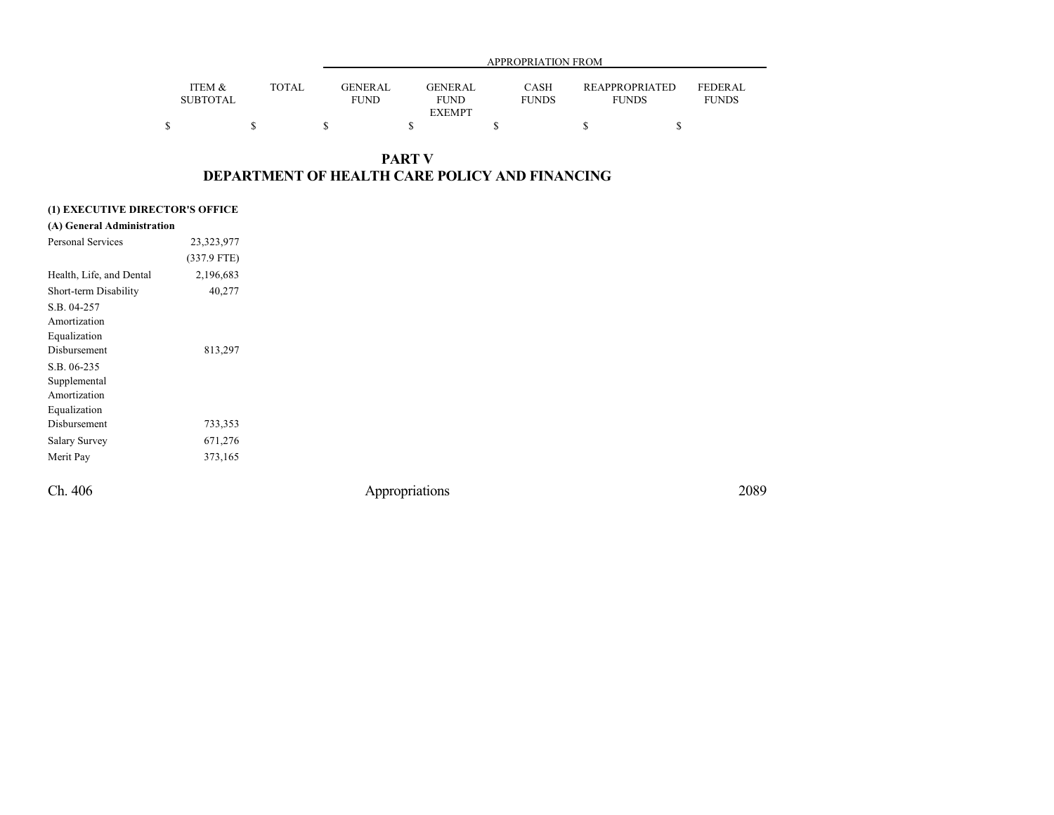| | ITEM & SUBTOTAL | TOTAL | APPROPRIATION FROM GENERAL FUND | GENERAL FUND EXEMPT | CASH FUNDS | REAPPROPRIATED FUNDS | FEDERAL FUNDS |
|---|---|---|---|---|---|---|---|
| | $ | $ | $ | $ | $ | $ | $ |

## PART V
## DEPARTMENT OF HEALTH CARE POLICY AND FINANCING

**(1) EXECUTIVE DIRECTOR'S OFFICE**

**(A) General Administration**

| | ITEM & SUBTOTAL | TOTAL | GENERAL FUND | GENERAL FUND EXEMPT | CASH FUNDS | REAPPROPRIATED FUNDS | FEDERAL FUNDS |
|---|---|---|---|---|---|---|---|
| Personal Services | 23,323,977 | | | | | | |
| | (337.9 FTE) | | | | | | |
| Health, Life, and Dental | 2,196,683 | | | | | | |
| Short-term Disability | 40,277 | | | | | | |
| S.B. 04-257 Amortization Equalization Disbursement | 813,297 | | | | | | |
| S.B. 06-235 Supplemental Amortization Equalization Disbursement | 733,353 | | | | | | |
| Salary Survey | 671,276 | | | | | | |
| Merit Pay | 373,165 | | | | | | |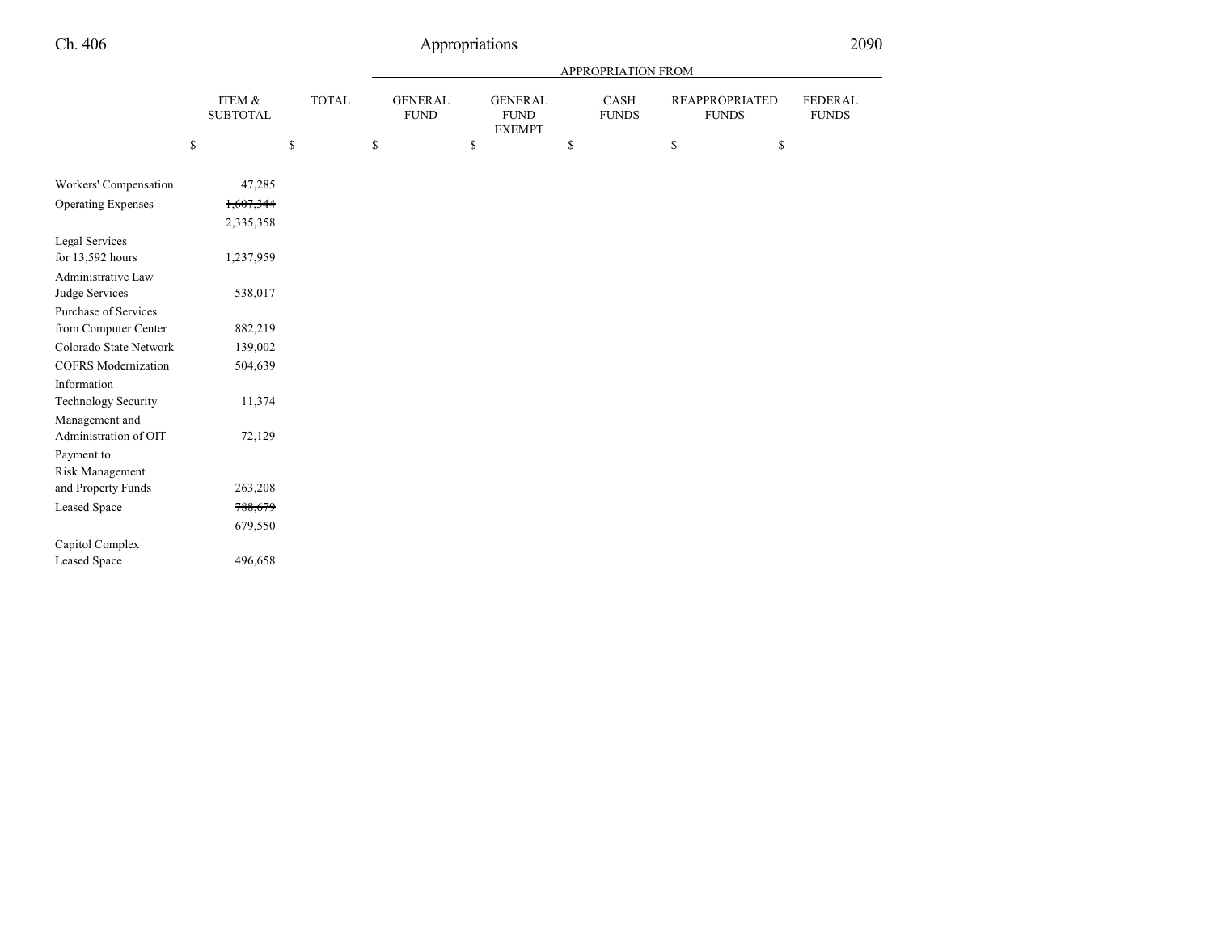| | ITEM & SUBTOTAL | TOTAL | APPROPRIATION FROM GENERAL FUND | GENERAL FUND EXEMPT | CASH FUNDS | REAPPROPRIATED FUNDS | FEDERAL FUNDS |
|---|---|---|---|---|---|---|---|
| | $ | $ | $ | $ | $ | $ | $ |
| Workers' Compensation | 47,285 | | | | | | |
| Operating Expenses | ~~1,607,344~~ 2,335,358 | | | | | | |
| Legal Services for 13,592 hours | 1,237,959 | | | | | | |
| Administrative Law Judge Services | 538,017 | | | | | | |
| Purchase of Services from Computer Center | 882,219 | | | | | | |
| Colorado State Network | 139,002 | | | | | | |
| COFRS Modernization | 504,639 | | | | | | |
| Information Technology Security | 11,374 | | | | | | |
| Management and Administration of OIT | 72,129 | | | | | | |
| Payment to Risk Management and Property Funds | 263,208 | | | | | | |
| Leased Space | ~~788,679~~ 679,550 | | | | | | |
| Capitol Complex Leased Space | 496,658 | | | | | | |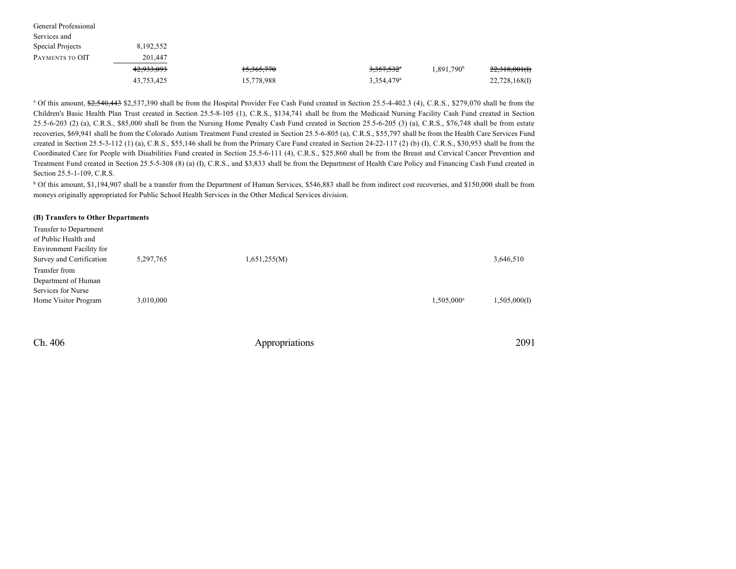| | | | | | |
|---|---|---|---|---|---|
| General Professional Services and Special Projects | 8,192,552 | | | | |
| Payments to OIT | 201,447 | | | | |
| | ~~42,933,093~~ | ~~15,365,770~~ | ~~3,357,532~~[a] | 1,891,790[b] | ~~22,318,001(I)~~ |
| | 43,753,425 | 15,778,988 | 3,354,479[a] | | 22,728,168(I) |

[a] Of this amount, ~~$2,540,443~~ $2,537,390 shall be from the Hospital Provider Fee Cash Fund created in Section 25.5-4-402.3 (4), C.R.S., $279,070 shall be from the Children's Basic Health Plan Trust created in Section 25.5-8-105 (1), C.R.S., $134,741 shall be from the Medicaid Nursing Facility Cash Fund created in Section 25.5-6-203 (2) (a), C.R.S., $85,000 shall be from the Nursing Home Penalty Cash Fund created in Section 25.5-6-205 (3) (a), C.R.S., $76,748 shall be from estate recoveries, $69,941 shall be from the Colorado Autism Treatment Fund created in Section 25.5-6-805 (a), C.R.S., $55,797 shall be from the Health Care Services Fund created in Section 25.5-3-112 (1) (a), C.R.S., $55,146 shall be from the Primary Care Fund created in Section 24-22-117 (2) (b) (I), C.R.S., $30,953 shall be from the Coordinated Care for People with Disabilities Fund created in Section 25.5-6-111 (4), C.R.S., $25,860 shall be from the Breast and Cervical Cancer Prevention and Treatment Fund created in Section 25.5-5-308 (8) (a) (I), C.R.S., and $3,833 shall be from the Department of Health Care Policy and Financing Cash Fund created in Section 25.5-1-109, C.R.S.

[b] Of this amount, $1,194,907 shall be a transfer from the Department of Human Services, $546,883 shall be from indirect cost recoveries, and $150,000 shall be from moneys originally appropriated for Public School Health Services in the Other Medical Services division.

**(B) Transfers to Other Departments**

| | | | | | |
|---|---|---|---|---|---|
| Transfer to Department of Public Health and Environment Facility for Survey and Certification | 5,297,765 | 1,651,255(M) | | | 3,646,510 |
| Transfer from Department of Human Services for Nurse Home Visitor Program | 3,010,000 | | | 1,505,000[a] | 1,505,000(I) |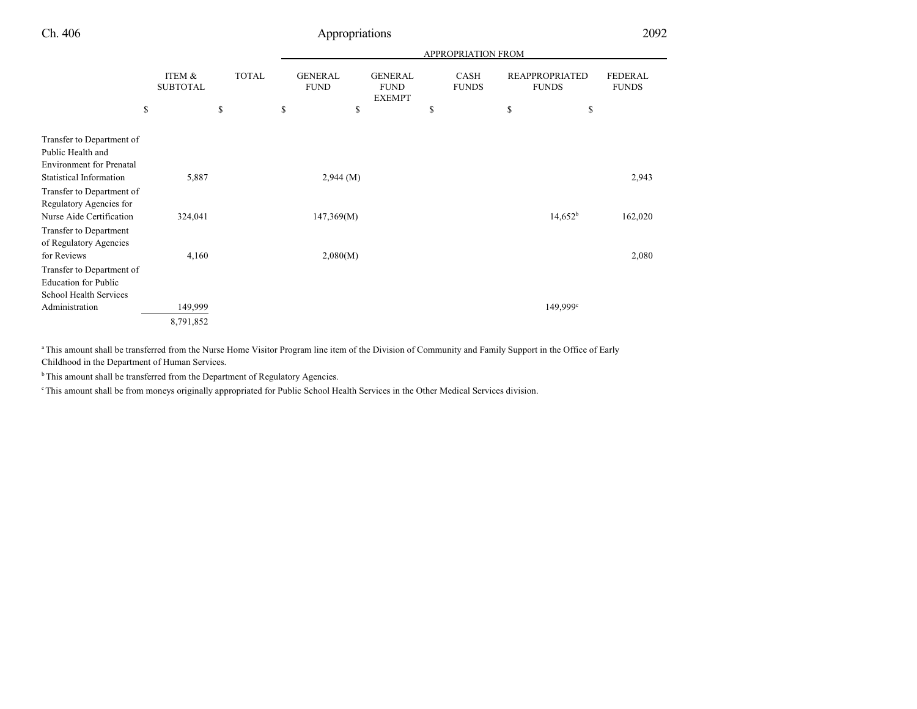| | ITEM & SUBTOTAL | TOTAL | APPROPRIATION FROM | | | | |
|---|---|---|---|---|---|---|---|
| | | | GENERAL FUND | GENERAL FUND EXEMPT | CASH FUNDS | REAPPROPRIATED FUNDS | FEDERAL FUNDS |
| | $ | $ | $ | $ | $ | $ | $ |
| Transfer to Department of Public Health and Environment for Prenatal Statistical Information | 5,887 | | 2,944 (M) | | | | 2,943 |
| Transfer to Department of Regulatory Agencies for Nurse Aide Certification | 324,041 | | 147,369(M) | | | 14,652[b] | 162,020 |
| Transfer to Department of Regulatory Agencies for Reviews | 4,160 | | 2,080(M) | | | | 2,080 |
| Transfer to Department of Education for Public School Health Services Administration | 149,999 | | | | | 149,999[c] | |
| | 8,791,852 | | | | | | |

[a] This amount shall be transferred from the Nurse Home Visitor Program line item of the Division of Community and Family Support in the Office of Early Childhood in the Department of Human Services.

[b] This amount shall be transferred from the Department of Regulatory Agencies.

[c] This amount shall be from moneys originally appropriated for Public School Health Services in the Other Medical Services division.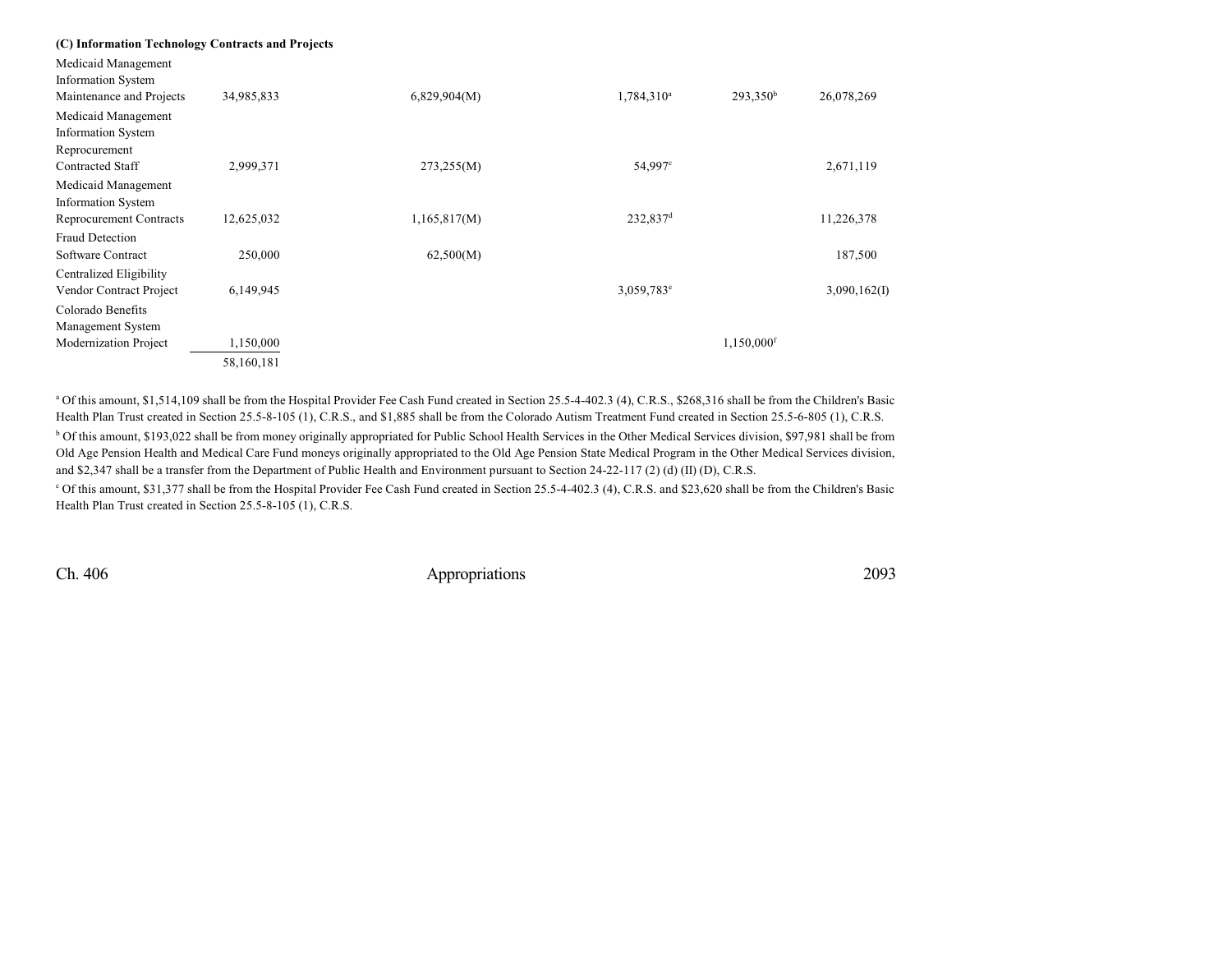### (C) Information Technology Contracts and Projects

| | | | | | | |
|---|---|---|---|---|---|---|
| Medicaid Management Information System Maintenance and Projects | 34,985,833 | | 6,829,904(M) | 1,784,310[a] | 293,350[b] | 26,078,269 |
| Medicaid Management Information System Reprocurement Contracted Staff | 2,999,371 | | 273,255(M) | 54,997[c] | | 2,671,119 |
| Medicaid Management Information System Reprocurement Contracts | 12,625,032 | | 1,165,817(M) | 232,837[d] | | 11,226,378 |
| Fraud Detection Software Contract | 250,000 | | 62,500(M) | | | 187,500 |
| Centralized Eligibility Vendor Contract Project | 6,149,945 | | | 3,059,783[e] | | 3,090,162(I) |
| Colorado Benefits Management System Modernization Project | 1,150,000 | | | | 1,150,000[f] | |
| | 58,160,181 | | | | | |

[a] Of this amount, $1,514,109 shall be from the Hospital Provider Fee Cash Fund created in Section 25.5-4-402.3 (4), C.R.S., $268,316 shall be from the Children's Basic Health Plan Trust created in Section 25.5-8-105 (1), C.R.S., and $1,885 shall be from the Colorado Autism Treatment Fund created in Section 25.5-6-805 (1), C.R.S.

[b] Of this amount, $193,022 shall be from money originally appropriated for Public School Health Services in the Other Medical Services division, $97,981 shall be from Old Age Pension Health and Medical Care Fund moneys originally appropriated to the Old Age Pension State Medical Program in the Other Medical Services division, and $2,347 shall be a transfer from the Department of Public Health and Environment pursuant to Section 24-22-117 (2) (d) (II) (D), C.R.S.

[c] Of this amount, $31,377 shall be from the Hospital Provider Fee Cash Fund created in Section 25.5-4-402.3 (4), C.R.S. and $23,620 shall be from the Children's Basic Health Plan Trust created in Section 25.5-8-105 (1), C.R.S.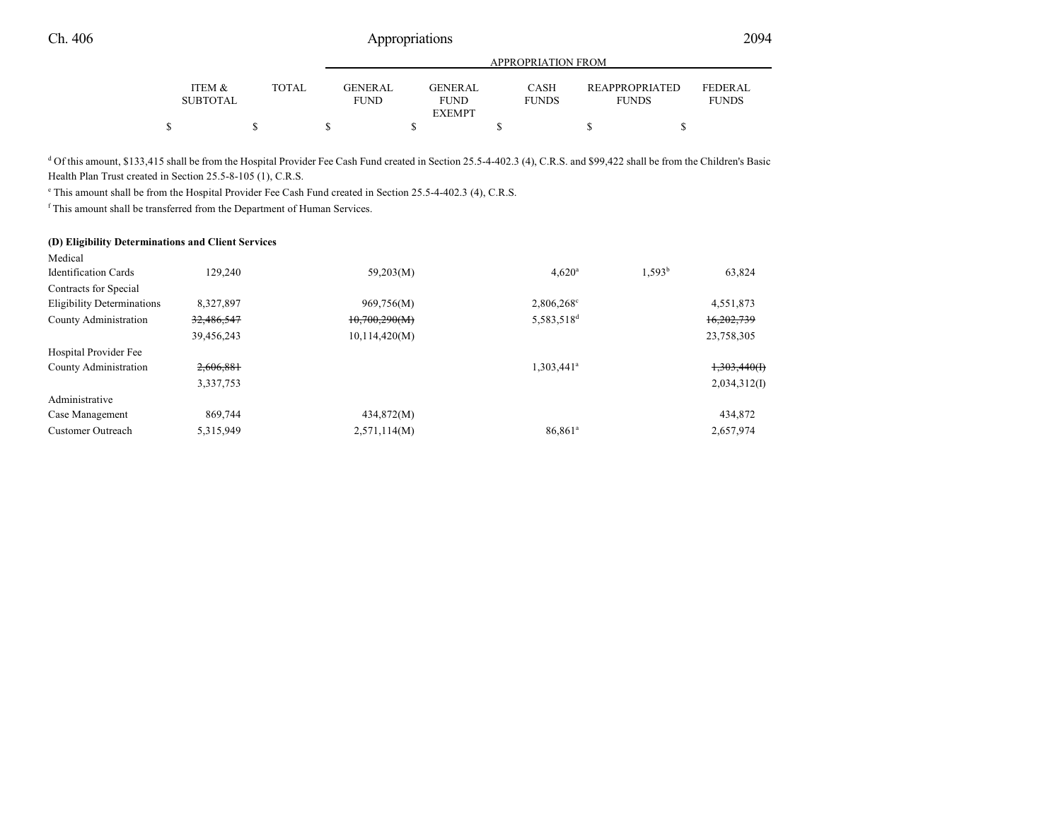| | ITEM & SUBTOTAL | TOTAL | GENERAL FUND | GENERAL FUND EXEMPT | CASH FUNDS | REAPPROPRIATED FUNDS | FEDERAL FUNDS |
|---|---|---|---|---|---|---|---|
| | $ | $ | $ | $ | $ | $ | $ |

[d] Of this amount, $133,415 shall be from the Hospital Provider Fee Cash Fund created in Section 25.5-4-402.3 (4), C.R.S. and $99,422 shall be from the Children's Basic Health Plan Trust created in Section 25.5-8-105 (1), C.R.S.

[e] This amount shall be from the Hospital Provider Fee Cash Fund created in Section 25.5-4-402.3 (4), C.R.S.

[f] This amount shall be transferred from the Department of Human Services.

**(D) Eligibility Determinations and Client Services**

| | ITEM & SUBTOTAL | TOTAL | GENERAL FUND | GENERAL FUND EXEMPT | CASH FUNDS | REAPPROPRIATED FUNDS | FEDERAL FUNDS |
|---|---|---|---|---|---|---|---|
| Medical Identification Cards | 129,240 | | 59,203(M) | | 4,620[a] | 1,593[b] | 63,824 |
| Contracts for Special Eligibility Determinations | 8,327,897 | | 969,756(M) | | 2,806,268[c] | | 4,551,873 |
| County Administration | ~~32,486,547~~ | | ~~10,700,290(M)~~ | | 5,583,518[d] | | ~~16,202,739~~ |
| | 39,456,243 | | 10,114,420(M) | | | | 23,758,305 |
| Hospital Provider Fee County Administration | ~~2,606,881~~ | | | | 1,303,441[a] | | ~~1,303,440(I)~~ |
| | 3,337,753 | | | | | | 2,034,312(I) |
| Administrative Case Management | 869,744 | | 434,872(M) | | | | 434,872 |
| Customer Outreach | 5,315,949 | | 2,571,114(M) | | 86,861[a] | | 2,657,974 |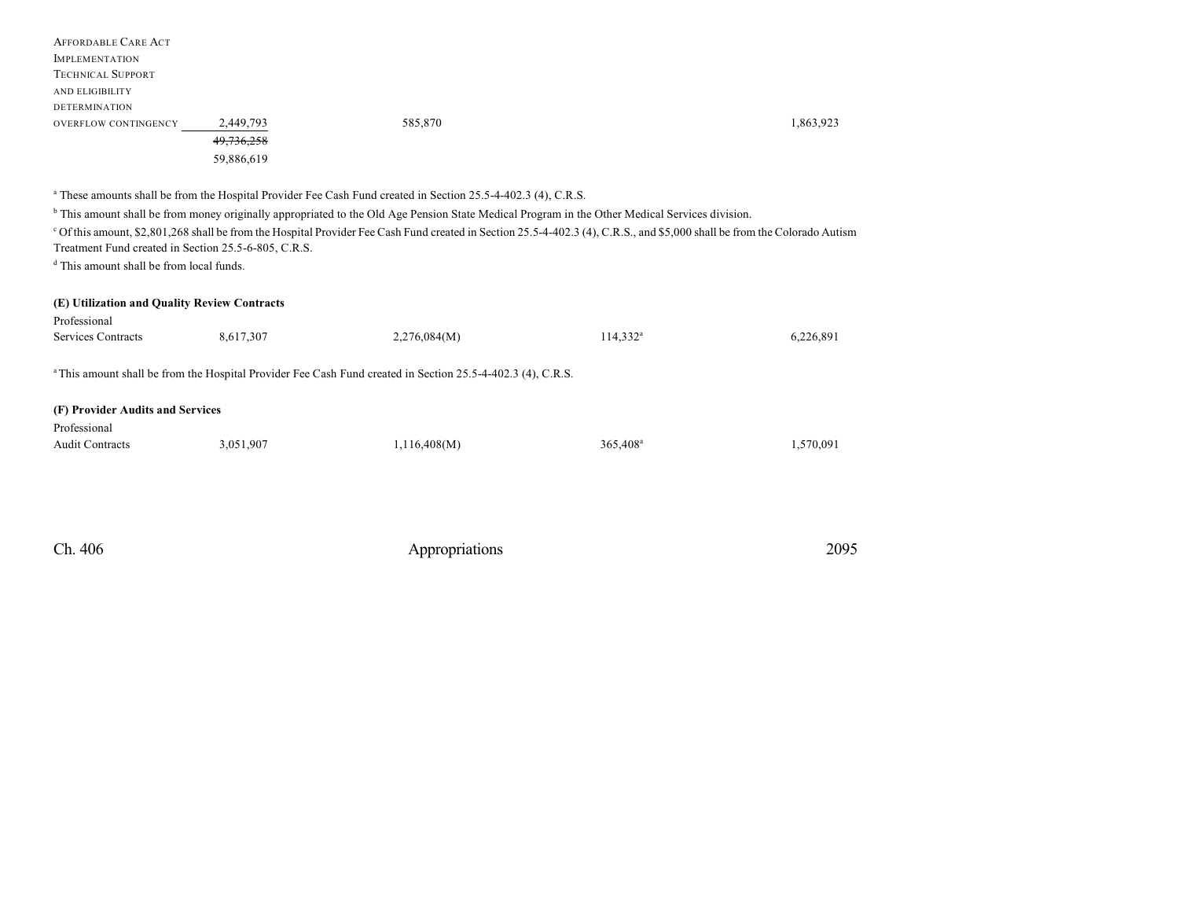| | | | | | |
|---|---|---|---|---|---|
| AFFORDABLE CARE ACT IMPLEMENTATION TECHNICAL SUPPORT AND ELIGIBILITY DETERMINATION OVERFLOW CONTINGENCY | 2,449,793 | 585,870 | | | 1,863,923 |
| | ~~49,736,258~~ | | | | |
| | 59,886,619 | | | | |

[a] These amounts shall be from the Hospital Provider Fee Cash Fund created in Section 25.5-4-402.3 (4), C.R.S.

[b] This amount shall be from money originally appropriated to the Old Age Pension State Medical Program in the Other Medical Services division.

[c] Of this amount, $2,801,268 shall be from the Hospital Provider Fee Cash Fund created in Section 25.5-4-402.3 (4), C.R.S., and $5,000 shall be from the Colorado Autism Treatment Fund created in Section 25.5-6-805, C.R.S.

[d] This amount shall be from local funds.

**(E) Utilization and Quality Review Contracts**

| | | | | | |
|---|---|---|---|---|---|
| Professional Services Contracts | 8,617,307 | 2,276,084(M) | 114,332[a] | | 6,226,891 |

[a] This amount shall be from the Hospital Provider Fee Cash Fund created in Section 25.5-4-402.3 (4), C.R.S.

**(F) Provider Audits and Services**

| | | | | | |
|---|---|---|---|---|---|
| Professional Audit Contracts | 3,051,907 | 1,116,408(M) | 365,408[a] | | 1,570,091 |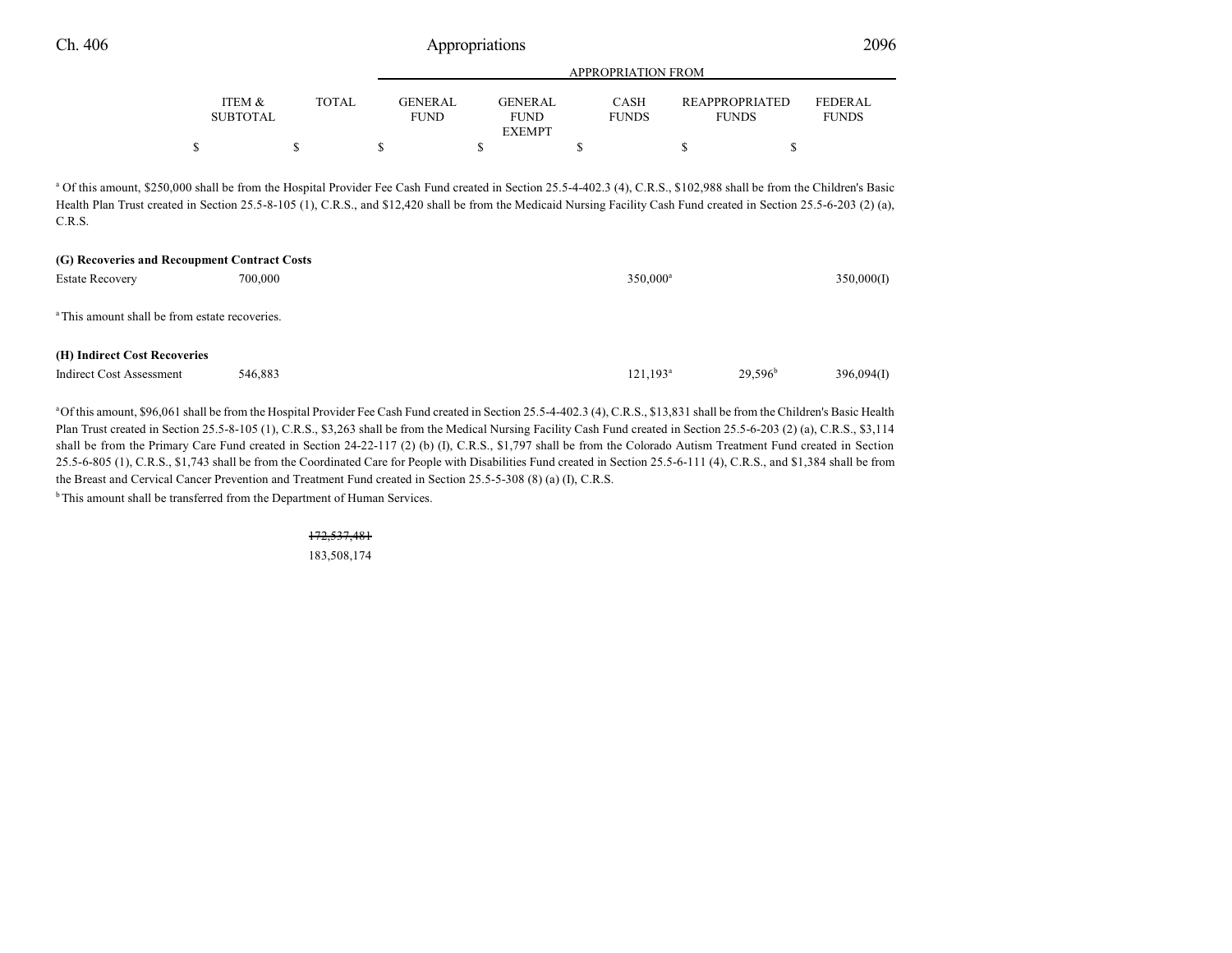| | ITEM & SUBTOTAL | TOTAL | GENERAL FUND | GENERAL FUND EXEMPT | CASH FUNDS | REAPPROPRIATED FUNDS | FEDERAL FUNDS |
|---|---|---|---|---|---|---|---|
| | | | APPROPRIATION FROM | | | | |
| | $ | $ | $ | $ | $ | $ | $ |

[a] Of this amount, $250,000 shall be from the Hospital Provider Fee Cash Fund created in Section 25.5-4-402.3 (4), C.R.S., $102,988 shall be from the Children's Basic Health Plan Trust created in Section 25.5-8-105 (1), C.R.S., and $12,420 shall be from the Medicaid Nursing Facility Cash Fund created in Section 25.5-6-203 (2) (a), C.R.S.

**(G) Recoveries and Recoupment Contract Costs**

| | ITEM & SUBTOTAL | TOTAL | GENERAL FUND | GENERAL FUND EXEMPT | CASH FUNDS | REAPPROPRIATED FUNDS | FEDERAL FUNDS |
|---|---|---|---|---|---|---|---|
| Estate Recovery | 700,000 | | | | 350,000[a] | | 350,000(I) |

[a] This amount shall be from estate recoveries.

**(H) Indirect Cost Recoveries**

| | ITEM & SUBTOTAL | TOTAL | GENERAL FUND | GENERAL FUND EXEMPT | CASH FUNDS | REAPPROPRIATED FUNDS | FEDERAL FUNDS |
|---|---|---|---|---|---|---|---|
| Indirect Cost Assessment | 546,883 | | | | 121,193[a] | 29,596[b] | 396,094(I) |

[a] Of this amount, $96,061 shall be from the Hospital Provider Fee Cash Fund created in Section 25.5-4-402.3 (4), C.R.S., $13,831 shall be from the Children's Basic Health Plan Trust created in Section 25.5-8-105 (1), C.R.S., $3,263 shall be from the Medical Nursing Facility Cash Fund created in Section 25.5-6-203 (2) (a), C.R.S., $3,114 shall be from the Primary Care Fund created in Section 24-22-117 (2) (b) (I), C.R.S., $1,797 shall be from the Colorado Autism Treatment Fund created in Section 25.5-6-805 (1), C.R.S., $1,743 shall be from the Coordinated Care for People with Disabilities Fund created in Section 25.5-6-111 (4), C.R.S., and $1,384 shall be from the Breast and Cervical Cancer Prevention and Treatment Fund created in Section 25.5-5-308 (8) (a) (I), C.R.S.

[b] This amount shall be transferred from the Department of Human Services.

| | ITEM & SUBTOTAL | TOTAL | GENERAL FUND | GENERAL FUND EXEMPT | CASH FUNDS | REAPPROPRIATED FUNDS | FEDERAL FUNDS |
|---|---|---|---|---|---|---|---|
| | | ~~172,537,481~~ 183,508,174 | | | | | |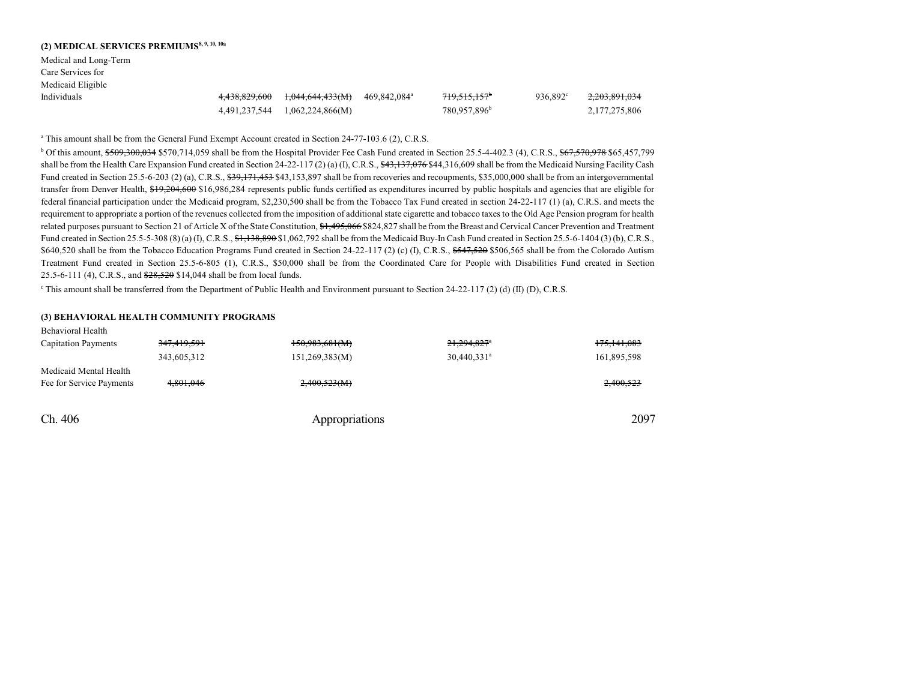**(2) MEDICAL SERVICES PREMIUMS**[8, 9, 10, 10a]

| | | | | | | |
|---|---|---|---|---|---|---|
| Medical and Long-Term Care Services for Medicaid Eligible Individuals | ~~4,438,829,600~~ | ~~1,044,644,433(M)~~ | 469,842,084[a] | ~~719,515,157~~[b] | 936,892[c] | ~~2,203,891,034~~ |
| | 4,491,237,544 | 1,062,224,866(M) | | 780,957,896[b] | | 2,177,275,806 |

[a] This amount shall be from the General Fund Exempt Account created in Section 24-77-103.6 (2), C.R.S.

[b] Of this amount, ~~$509,300,034~~ $570,714,059 shall be from the Hospital Provider Fee Cash Fund created in Section 25.5-4-402.3 (4), C.R.S., ~~$67,570,978~~ $65,457,799 shall be from the Health Care Expansion Fund created in Section 24-22-117 (2) (a) (I), C.R.S., ~~$43,137,076~~ $44,316,609 shall be from the Medicaid Nursing Facility Cash Fund created in Section 25.5-6-203 (2) (a), C.R.S., ~~$39,171,453~~ $43,153,897 shall be from recoveries and recoupments, $35,000,000 shall be from an intergovernmental transfer from Denver Health, ~~$19,204,600~~ $16,986,284 represents public funds certified as expenditures incurred by public hospitals and agencies that are eligible for federal financial participation under the Medicaid program, $2,230,500 shall be from the Tobacco Tax Fund created in section 24-22-117 (1) (a), C.R.S. and meets the requirement to appropriate a portion of the revenues collected from the imposition of additional state cigarette and tobacco taxes to the Old Age Pension program for health related purposes pursuant to Section 21 of Article X of the State Constitution, ~~$1,495,066~~ $824,827 shall be from the Breast and Cervical Cancer Prevention and Treatment Fund created in Section 25.5-5-308 (8) (a) (I), C.R.S., ~~$1,138,890~~ $1,062,792 shall be from the Medicaid Buy-In Cash Fund created in Section 25.5-6-1404 (3) (b), C.R.S., $640,520 shall be from the Tobacco Education Programs Fund created in Section 24-22-117 (2) (c) (I), C.R.S., ~~$547,520~~ $506,565 shall be from the Colorado Autism Treatment Fund created in Section 25.5-6-805 (1), C.R.S., $50,000 shall be from the Coordinated Care for People with Disabilities Fund created in Section 25.5-6-111 (4), C.R.S., and ~~$28,520~~ $14,044 shall be from local funds.

[c] This amount shall be transferred from the Department of Public Health and Environment pursuant to Section 24-22-117 (2) (d) (II) (D), C.R.S.

**(3) BEHAVIORAL HEALTH COMMUNITY PROGRAMS**

| | | | | |
|---|---|---|---|---|
| Behavioral Health Capitation Payments | ~~347,419,591~~ | ~~150,983,681(M)~~ | ~~21,294,827~~[a] | ~~175,141,083~~ |
| | 343,605,312 | 151,269,383(M) | 30,440,331[a] | 161,895,598 |
| Medicaid Mental Health Fee for Service Payments | ~~4,801,046~~ | ~~2,400,523(M)~~ | | ~~2,400,523~~ |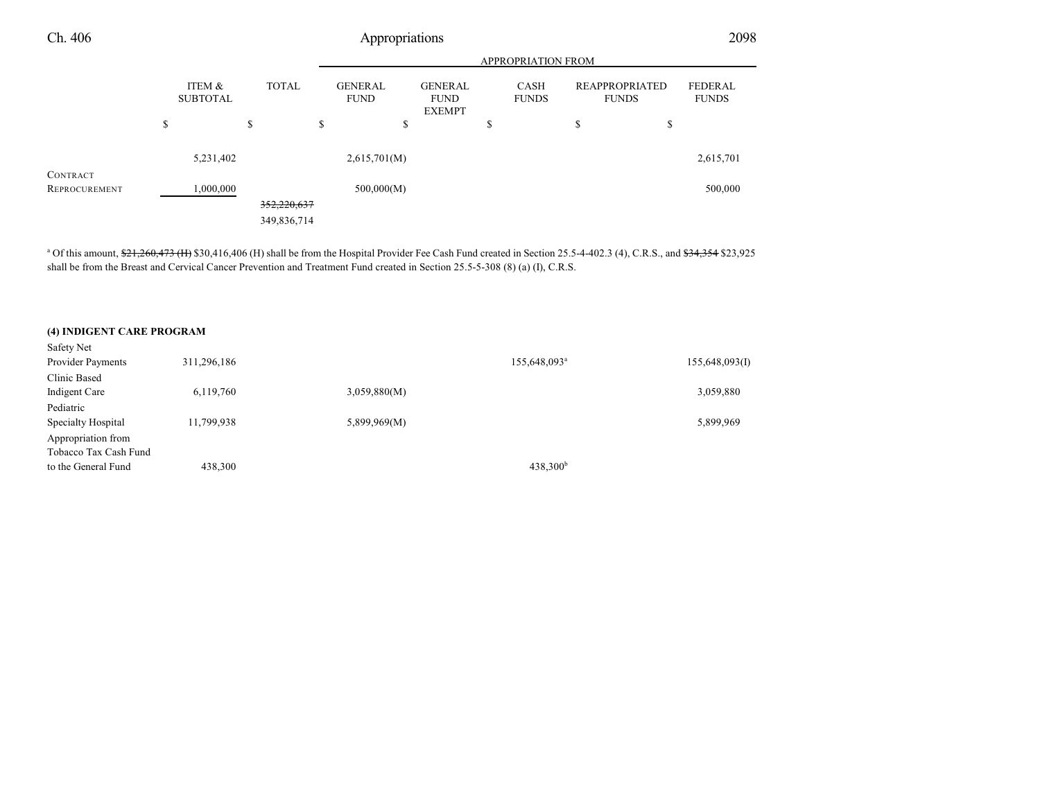| | ITEM & SUBTOTAL | TOTAL | GENERAL FUND | GENERAL FUND EXEMPT | CASH FUNDS | REAPPROPRIATED FUNDS | FEDERAL FUNDS |
|---|---|---|---|---|---|---|---|
| | | | APPROPRIATION FROM | | | | |
| | $ | $ | $ | $ | $ | $ | $ |
| | 5,231,402 | | 2,615,701(M) | | | | 2,615,701 |
| Contract Reprocurement | 1,000,000 | | 500,000(M) | | | | 500,000 |
| | | ~~352,220,637~~ 349,836,714 | | | | | |

[a] Of this amount, ~~$21,260,473 (H)~~ $30,416,406 (H) shall be from the Hospital Provider Fee Cash Fund created in Section 25.5-4-402.3 (4), C.R.S., and ~~$34,354~~ $23,925 shall be from the Breast and Cervical Cancer Prevention and Treatment Fund created in Section 25.5-5-308 (8) (a) (I), C.R.S.

**(4) INDIGENT CARE PROGRAM**

| | ITEM & SUBTOTAL | TOTAL | GENERAL FUND | GENERAL FUND EXEMPT | CASH FUNDS | REAPPROPRIATED FUNDS | FEDERAL FUNDS |
|---|---|---|---|---|---|---|---|
| Safety Net Provider Payments | 311,296,186 | | | | 155,648,093[a] | | 155,648,093(I) |
| Clinic Based Indigent Care | 6,119,760 | | 3,059,880(M) | | | | 3,059,880 |
| Pediatric Specialty Hospital | 11,799,938 | | 5,899,969(M) | | | | 5,899,969 |
| Appropriation from Tobacco Tax Cash Fund to the General Fund | 438,300 | | | | 438,300[b] | | |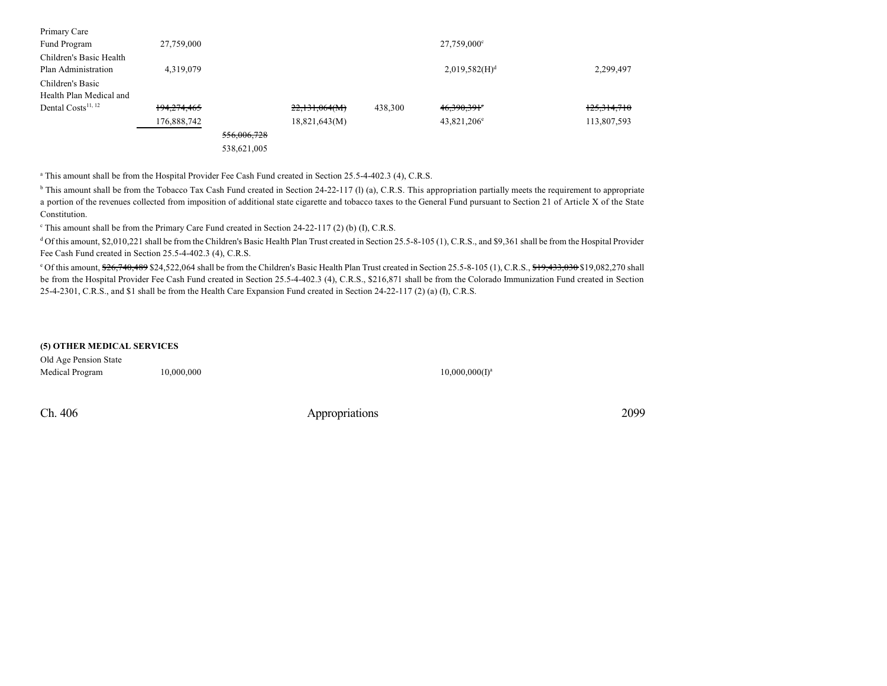| | | | | | | |
|---|---|---|---|---|---|---|
| Primary Care Fund Program | 27,759,000 | | | | 27,759,000[c] | |
| Children's Basic Health Plan Administration | 4,319,079 | | | | 2,019,582(H)[d] | 2,299,497 |
| Children's Basic Health Plan Medical and Dental Costs[11, 12] | ~~194,274,465~~ | | ~~22,131,064(M)~~ | 438,300 | ~~46,390,391~~[e] | ~~125,314,710~~ |
| | 176,888,742 | | 18,821,643(M) | | 43,821,206[e] | 113,807,593 |
| | | ~~556,006,728~~ | | | | |
| | | 538,621,005 | | | | |

[a] This amount shall be from the Hospital Provider Fee Cash Fund created in Section 25.5-4-402.3 (4), C.R.S.

[b] This amount shall be from the Tobacco Tax Cash Fund created in Section 24-22-117 (l) (a), C.R.S. This appropriation partially meets the requirement to appropriate a portion of the revenues collected from imposition of additional state cigarette and tobacco taxes to the General Fund pursuant to Section 21 of Article X of the State Constitution.

[c] This amount shall be from the Primary Care Fund created in Section 24-22-117 (2) (b) (I), C.R.S.

[d] Of this amount, $2,010,221 shall be from the Children's Basic Health Plan Trust created in Section 25.5-8-105 (1), C.R.S., and $9,361 shall be from the Hospital Provider Fee Cash Fund created in Section 25.5-4-402.3 (4), C.R.S.

[e] Of this amount, ~~$26,740,489~~ $24,522,064 shall be from the Children's Basic Health Plan Trust created in Section 25.5-8-105 (1), C.R.S., ~~$19,433,030~~ $19,082,270 shall be from the Hospital Provider Fee Cash Fund created in Section 25.5-4-402.3 (4), C.R.S., $216,871 shall be from the Colorado Immunization Fund created in Section 25-4-2301, C.R.S., and $1 shall be from the Health Care Expansion Fund created in Section 24-22-117 (2) (a) (I), C.R.S.

**(5) OTHER MEDICAL SERVICES**

| | | | | | | |
|---|---|---|---|---|---|---|
| Old Age Pension State Medical Program | 10,000,000 | | | | 10,000,000(I)[a] | |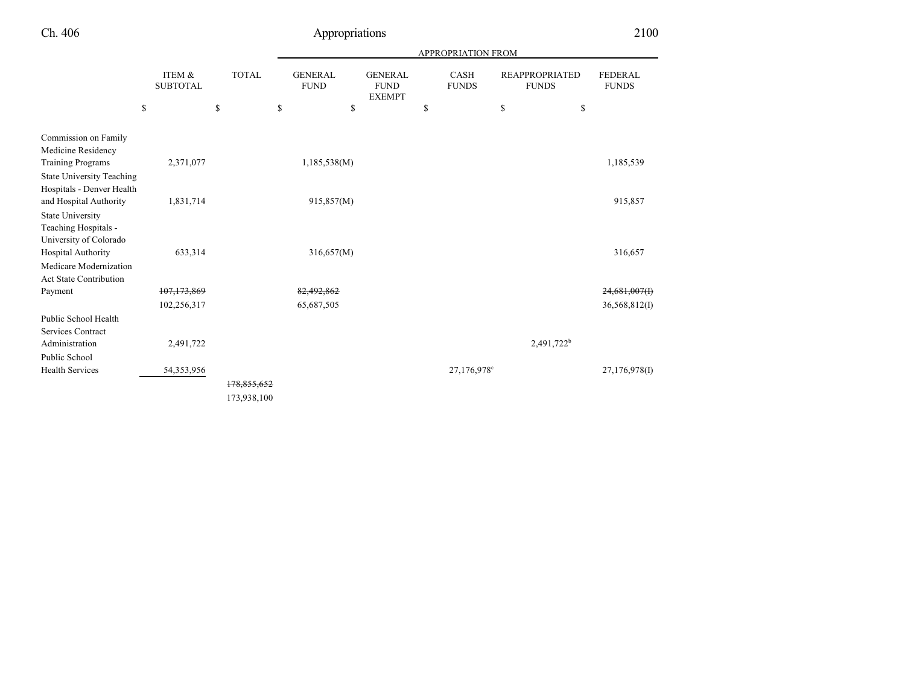| | ITEM & SUBTOTAL | TOTAL | APPROPRIATION FROM GENERAL FUND | GENERAL FUND EXEMPT | CASH FUNDS | REAPPROPRIATED FUNDS | FEDERAL FUNDS |
|---|---|---|---|---|---|---|---|
| | $ | $ | $ | $ | $ | $ | $ |
| Commission on Family Medicine Residency Training Programs | 2,371,077 | | 1,185,538(M) | | | | 1,185,539 |
| State University Teaching Hospitals - Denver Health and Hospital Authority | 1,831,714 | | 915,857(M) | | | | 915,857 |
| State University Teaching Hospitals - University of Colorado Hospital Authority | 633,314 | | 316,657(M) | | | | 316,657 |
| Medicare Modernization Act State Contribution Payment | ~~107,173,869~~ 102,256,317 | | ~~82,492,862~~ 65,687,505 | | | | ~~24,681,007(I)~~ 36,568,812(I) |
| Public School Health Services Contract Administration | 2,491,722 | | | | | 2,491,722[b] | |
| Public School Health Services | 54,353,956 | | | | 27,176,978[c] | | 27,176,978(I) |
| | | ~~178,855,652~~ 173,938,100 | | | | | |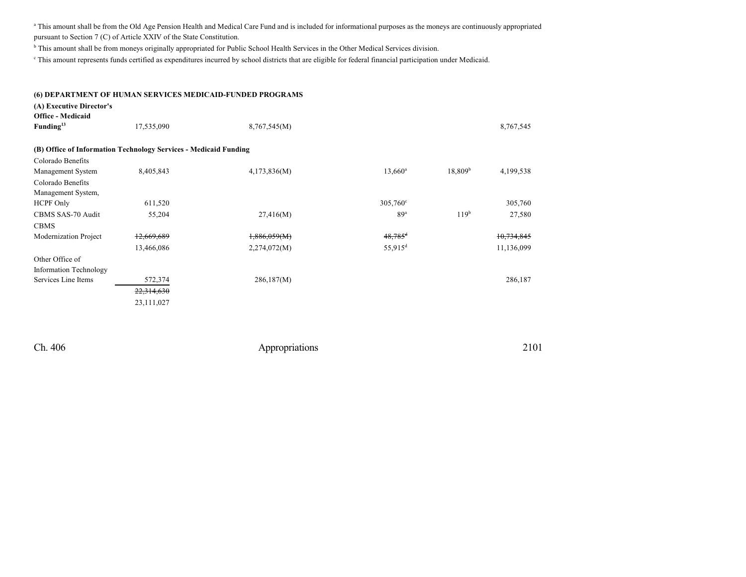[a] This amount shall be from the Old Age Pension Health and Medical Care Fund and is included for informational purposes as the moneys are continuously appropriated pursuant to Section 7 (C) of Article XXIV of the State Constitution.

[b] This amount shall be from moneys originally appropriated for Public School Health Services in the Other Medical Services division.

[c] This amount represents funds certified as expenditures incurred by school districts that are eligible for federal financial participation under Medicaid.

**(6) DEPARTMENT OF HUMAN SERVICES MEDICAID-FUNDED PROGRAMS**

| | | | | | |
|---|---|---|---|---|---|
| **(A) Executive Director's Office - Medicaid Funding**[13] | 17,535,090 | 8,767,545(M) | | | 8,767,545 |
| **(B) Office of Information Technology Services - Medicaid Funding** | | | | | |
| Colorado Benefits Management System | 8,405,843 | 4,173,836(M) | 13,660[a] | 18,809[b] | 4,199,538 |
| Colorado Benefits Management System, HCPF Only | 611,520 | | 305,760[c] | | 305,760 |
| CBMS SAS-70 Audit | 55,204 | 27,416(M) | 89[a] | 119[b] | 27,580 |
| CBMS Modernization Project | ~~12,669,689~~ | ~~1,886,059(M)~~ | ~~48,785[d]~~ | | ~~10,734,845~~ |
| | 13,466,086 | 2,274,072(M) | 55,915[d] | | 11,136,099 |
| Other Office of Information Technology Services Line Items | 572,374 | 286,187(M) | | | 286,187 |
| | ~~22,314,630~~ | | | | |
| | 23,111,027 | | | | |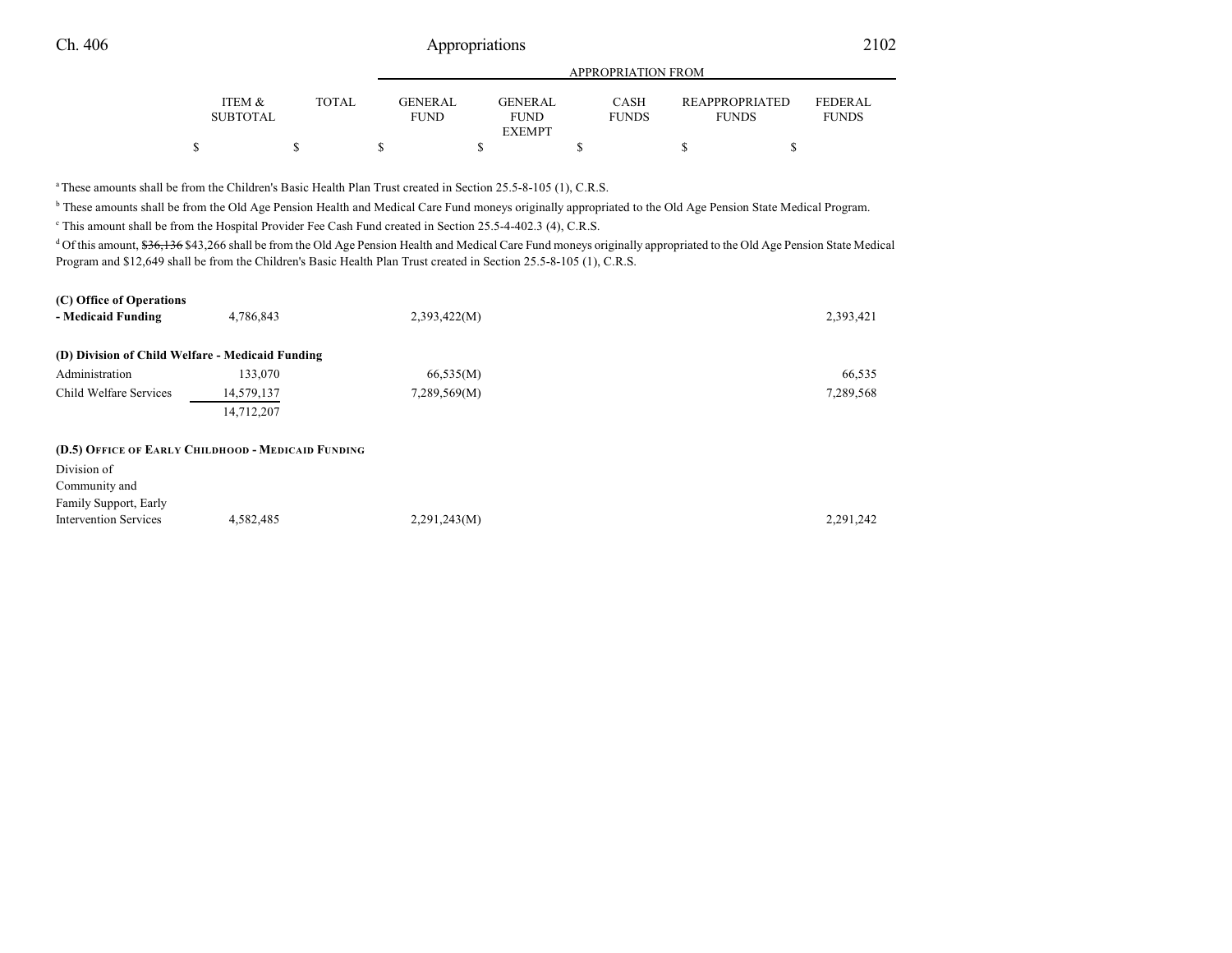| | ITEM & SUBTOTAL | TOTAL | GENERAL FUND | GENERAL FUND EXEMPT | CASH FUNDS | REAPPROPRIATED FUNDS | FEDERAL FUNDS |
|---|---|---|---|---|---|---|---|
| | $ | $ | $ | $ | $ | $ | $ |

[a] These amounts shall be from the Children's Basic Health Plan Trust created in Section 25.5-8-105 (1), C.R.S.

[b] These amounts shall be from the Old Age Pension Health and Medical Care Fund moneys originally appropriated to the Old Age Pension State Medical Program.

[c] This amount shall be from the Hospital Provider Fee Cash Fund created in Section 25.5-4-402.3 (4), C.R.S.

[d] Of this amount, ~~$36,136~~ $43,266 shall be from the Old Age Pension Health and Medical Care Fund moneys originally appropriated to the Old Age Pension State Medical Program and $12,649 shall be from the Children's Basic Health Plan Trust created in Section 25.5-8-105 (1), C.R.S.

| | ITEM & SUBTOTAL | TOTAL | GENERAL FUND | GENERAL FUND EXEMPT | CASH FUNDS | REAPPROPRIATED FUNDS | FEDERAL FUNDS |
|---|---|---|---|---|---|---|---|
| **(C) Office of Operations - Medicaid Funding** | 4,786,843 | | 2,393,422(M) | | | | 2,393,421 |
| **(D) Division of Child Welfare - Medicaid Funding** | | | | | | | |
| Administration | 133,070 | | 66,535(M) | | | | 66,535 |
| Child Welfare Services | 14,579,137 | | 7,289,569(M) | | | | 7,289,568 |
| | 14,712,207 | | | | | | |
| **(D.5) OFFICE OF EARLY CHILDHOOD - MEDICAID FUNDING** | | | | | | | |
| Division of Community and Family Support, Early Intervention Services | 4,582,485 | | 2,291,243(M) | | | | 2,291,242 |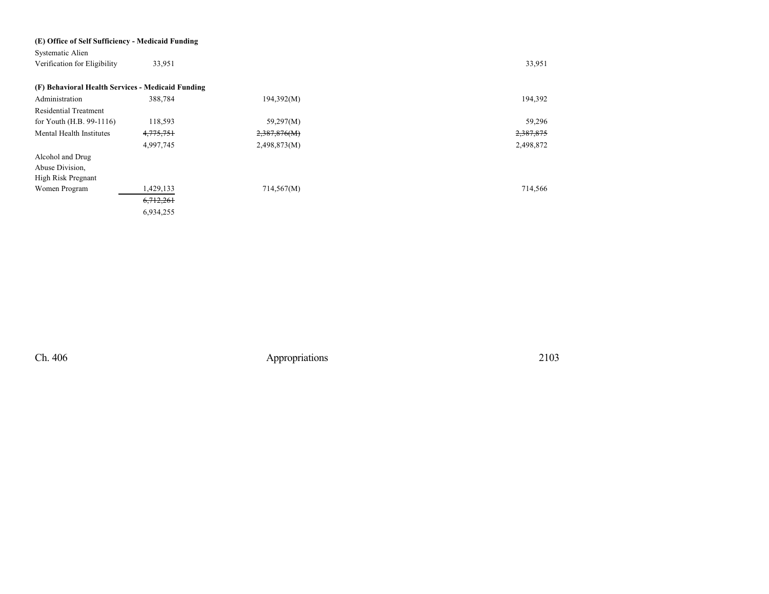**(E) Office of Self Sufficiency - Medicaid Funding**

| | | | | | | |
|---|---|---|---|---|---|---|
| Systematic Alien Verification for Eligibility | 33,951 | | | | | 33,951 |

**(F) Behavioral Health Services - Medicaid Funding**

| | | | | | | |
|---|---|---|---|---|---|---|
| Administration | 388,784 | | 194,392(M) | | | 194,392 |
| Residential Treatment for Youth (H.B. 99-1116) | 118,593 | | 59,297(M) | | | 59,296 |
| Mental Health Institutes | ~~4,775,751~~ | | ~~2,387,876(M)~~ | | | ~~2,387,875~~ |
| | 4,997,745 | | 2,498,873(M) | | | 2,498,872 |
| Alcohol and Drug Abuse Division, High Risk Pregnant Women Program | 1,429,133 | | 714,567(M) | | | 714,566 |
| | ~~6,712,261~~ | | | | | |
| | 6,934,255 | | | | | |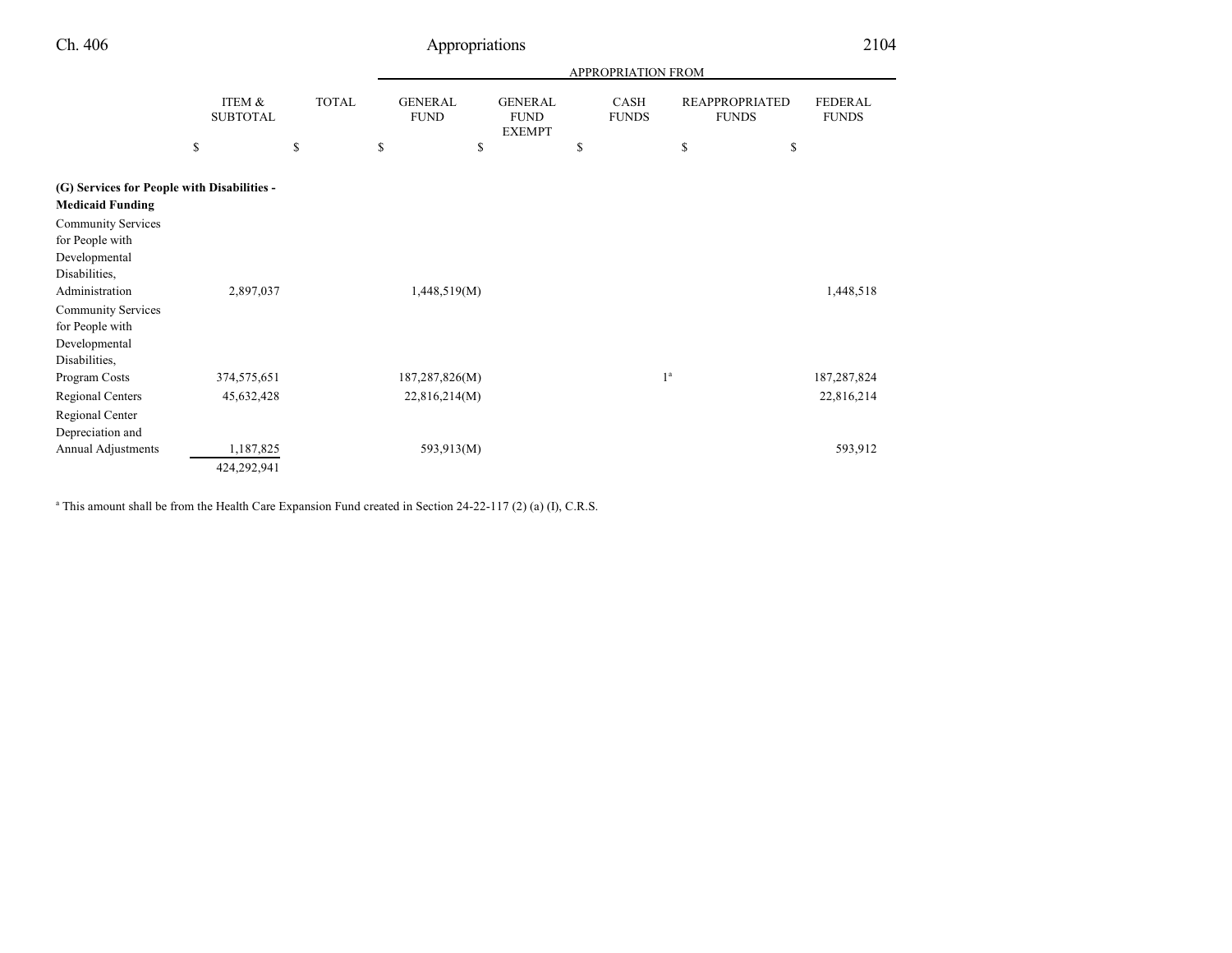| | ITEM & SUBTOTAL | TOTAL | APPROPRIATION FROM | | | | |
|---|---|---|---|---|---|---|---|
| | | | GENERAL FUND | GENERAL FUND EXEMPT | CASH FUNDS | REAPPROPRIATED FUNDS | FEDERAL FUNDS |
| | $ | $ | $ | $ | $ | $ | $ |
| **(G) Services for People with Disabilities - Medicaid Funding** | | | | | | | |
| Community Services for People with Developmental Disabilities, Administration | 2,897,037 | | 1,448,519(M) | | | | 1,448,518 |
| Community Services for People with Developmental Disabilities, Program Costs | 374,575,651 | | 187,287,826(M) | | 1[a] | | 187,287,824 |
| Regional Centers | 45,632,428 | | 22,816,214(M) | | | | 22,816,214 |
| Regional Center Depreciation and Annual Adjustments | 1,187,825 | | 593,913(M) | | | | 593,912 |
| | 424,292,941 | | | | | | |

[a] This amount shall be from the Health Care Expansion Fund created in Section 24-22-117 (2) (a) (I), C.R.S.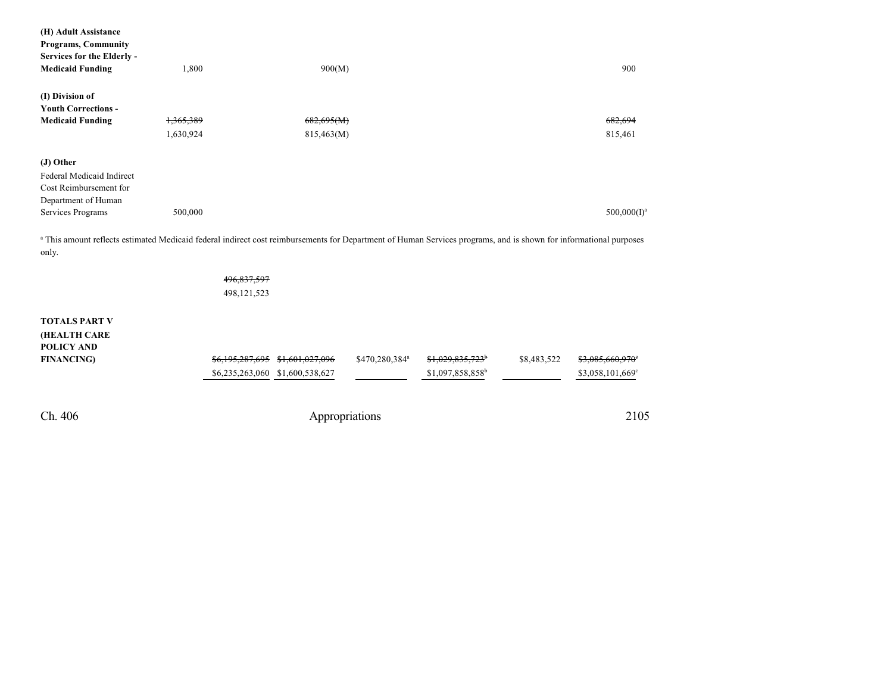| | | | | | | |
|---|---|---|---|---|---|---|
| **(H) Adult Assistance Programs, Community Services for the Elderly - Medicaid Funding** | 1,800 | 900(M) | | | | 900 |
| **(I) Division of Youth Corrections - Medicaid Funding** | ~~1,365,389~~ 1,630,924 | ~~682,695(M)~~ 815,463(M) | | | | ~~682,694~~ 815,461 |
| **(J) Other** | | | | | | |
| Federal Medicaid Indirect Cost Reimbursement for Department of Human Services Programs | 500,000 | | | | | 500,000(I)[a] |

[a] This amount reflects estimated Medicaid federal indirect cost reimbursements for Department of Human Services programs, and is shown for informational purposes only.

| | | | | | | |
|---|---|---|---|---|---|---|
| | ~~496,837,597~~ 498,121,523 | | | | | |
| **TOTALS PART V (HEALTH CARE POLICY AND FINANCING)** | ~~$6,195,287,695~~ $6,235,263,060 | ~~$1,601,027,096~~ $1,600,538,627 | $470,280,384[a] | ~~$1,029,835,723[b]~~ $1,097,858,858[b] | $8,483,522 | ~~$3,085,660,970[c]~~ $3,058,101,669[c] |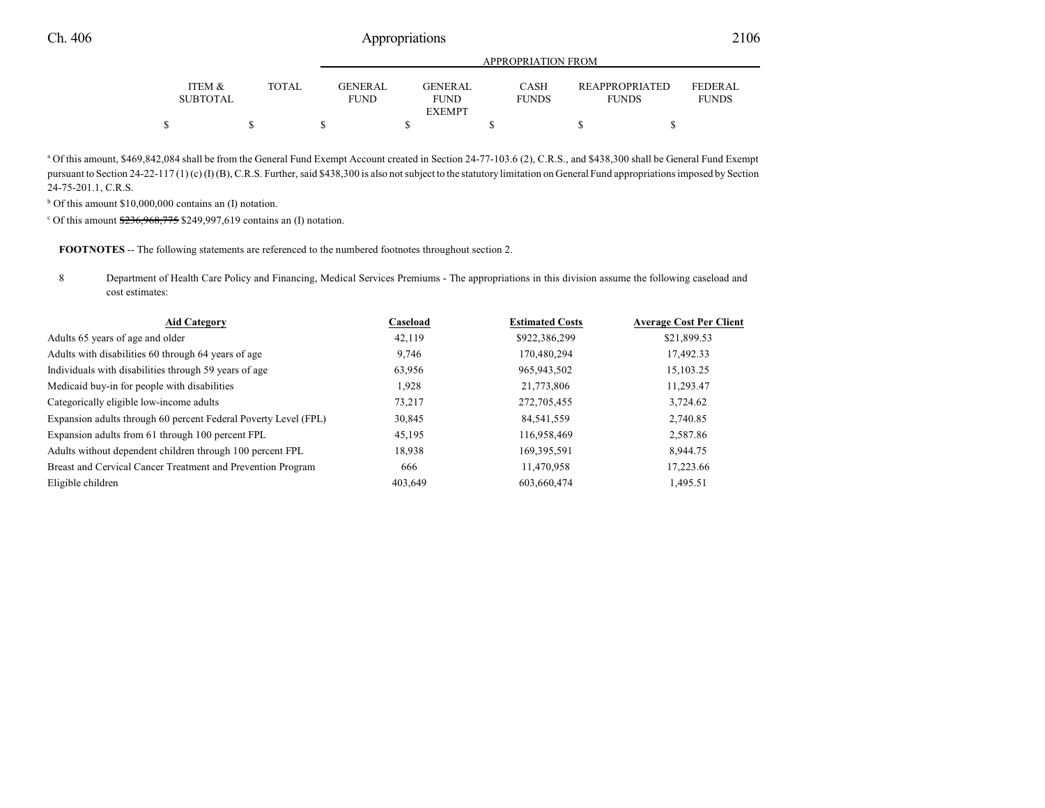| ITEM & SUBTOTAL | TOTAL | GENERAL FUND | GENERAL FUND EXEMPT | CASH FUNDS | REAPPROPRIATED FUNDS | FEDERAL FUNDS |
|---|---|---|---|---|---|---|
| | | APPROPRIATION FROM | | | | |
| $ | $ | $ | $ | $ | $ | $ |

[a] Of this amount, $469,842,084 shall be from the General Fund Exempt Account created in Section 24-77-103.6 (2), C.R.S., and $438,300 shall be General Fund Exempt pursuant to Section 24-22-117 (1) (c) (I) (B), C.R.S. Further, said $438,300 is also not subject to the statutory limitation on General Fund appropriations imposed by Section 24-75-201.1, C.R.S.

[b] Of this amount $10,000,000 contains an (I) notation.

[c] Of this amount ~~$236,968,775~~ $249,997,619 contains an (I) notation.

**FOOTNOTES** -- The following statements are referenced to the numbered footnotes throughout section 2.

8 Department of Health Care Policy and Financing, Medical Services Premiums - The appropriations in this division assume the following caseload and cost estimates:

| Aid Category | Caseload | Estimated Costs | Average Cost Per Client |
|---|---|---|---|
| Adults 65 years of age and older | 42,119 | $922,386,299 | $21,899.53 |
| Adults with disabilities 60 through 64 years of age | 9,746 | 170,480,294 | 17,492.33 |
| Individuals with disabilities through 59 years of age | 63,956 | 965,943,502 | 15,103.25 |
| Medicaid buy-in for people with disabilities | 1,928 | 21,773,806 | 11,293.47 |
| Categorically eligible low-income adults | 73,217 | 272,705,455 | 3,724.62 |
| Expansion adults through 60 percent Federal Poverty Level (FPL) | 30,845 | 84,541,559 | 2,740.85 |
| Expansion adults from 61 through 100 percent FPL | 45,195 | 116,958,469 | 2,587.86 |
| Adults without dependent children through 100 percent FPL | 18,938 | 169,395,591 | 8,944.75 |
| Breast and Cervical Cancer Treatment and Prevention Program | 666 | 11,470,958 | 17,223.66 |
| Eligible children | 403,649 | 603,660,474 | 1,495.51 |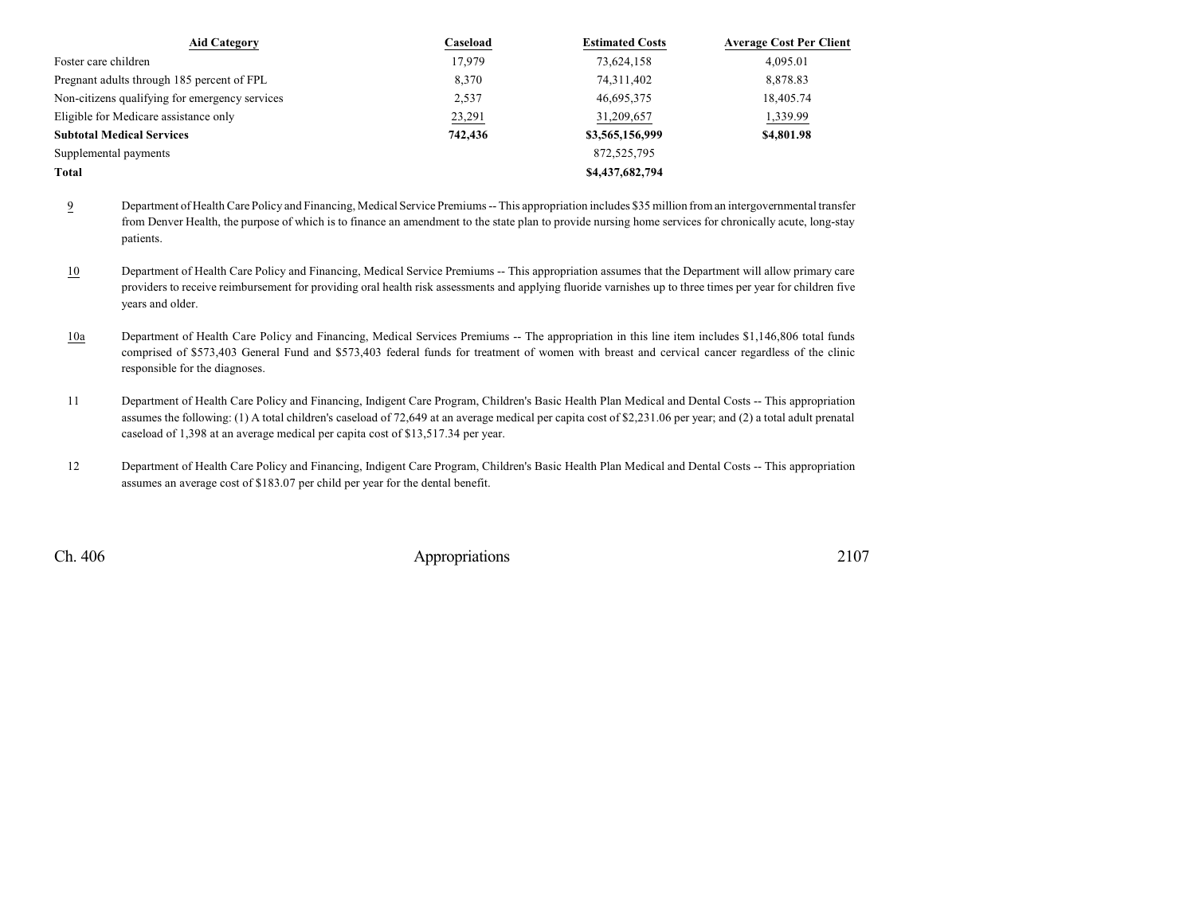| Aid Category | Caseload | Estimated Costs | Average Cost Per Client |
|---|---|---|---|
| Foster care children | 17,979 | 73,624,158 | 4,095.01 |
| Pregnant adults through 185 percent of FPL | 8,370 | 74,311,402 | 8,878.83 |
| Non-citizens qualifying for emergency services | 2,537 | 46,695,375 | 18,405.74 |
| Eligible for Medicare assistance only | 23,291 | 31,209,657 | 1,339.99 |
| **Subtotal Medical Services** | **742,436** | **$3,565,156,999** | **$4,801.98** |
| Supplemental payments | | 872,525,795 | |
| **Total** | | **$4,437,682,794** | |

9 Department of Health Care Policy and Financing, Medical Service Premiums -- This appropriation includes $35 million from an intergovernmental transfer from Denver Health, the purpose of which is to finance an amendment to the state plan to provide nursing home services for chronically acute, long-stay patients.

10 Department of Health Care Policy and Financing, Medical Service Premiums -- This appropriation assumes that the Department will allow primary care providers to receive reimbursement for providing oral health risk assessments and applying fluoride varnishes up to three times per year for children five years and older.

10a Department of Health Care Policy and Financing, Medical Services Premiums -- The appropriation in this line item includes $1,146,806 total funds comprised of $573,403 General Fund and $573,403 federal funds for treatment of women with breast and cervical cancer regardless of the clinic responsible for the diagnoses.

11 Department of Health Care Policy and Financing, Indigent Care Program, Children's Basic Health Plan Medical and Dental Costs -- This appropriation assumes the following: (1) A total children's caseload of 72,649 at an average medical per capita cost of $2,231.06 per year; and (2) a total adult prenatal caseload of 1,398 at an average medical per capita cost of $13,517.34 per year.

12 Department of Health Care Policy and Financing, Indigent Care Program, Children's Basic Health Plan Medical and Dental Costs -- This appropriation assumes an average cost of $183.07 per child per year for the dental benefit.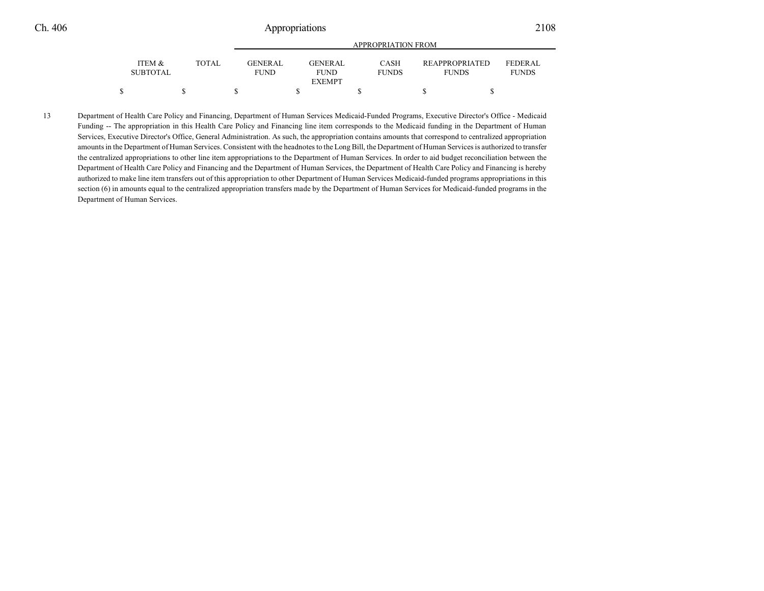| ITEM & SUBTOTAL | TOTAL | GENERAL FUND | GENERAL FUND EXEMPT | CASH FUNDS | REAPPROPRIATED FUNDS | FEDERAL FUNDS |
|---|---|---|---|---|---|---|
| | | APPROPRIATION FROM | | | | |
| $ | $ | $ | $ | $ | $ | $ |

13 Department of Health Care Policy and Financing, Department of Human Services Medicaid-Funded Programs, Executive Director's Office - Medicaid Funding -- The appropriation in this Health Care Policy and Financing line item corresponds to the Medicaid funding in the Department of Human Services, Executive Director's Office, General Administration. As such, the appropriation contains amounts that correspond to centralized appropriation amounts in the Department of Human Services. Consistent with the headnotes to the Long Bill, the Department of Human Services is authorized to transfer the centralized appropriations to other line item appropriations to the Department of Human Services. In order to aid budget reconciliation between the Department of Health Care Policy and Financing and the Department of Human Services, the Department of Health Care Policy and Financing is hereby authorized to make line item transfers out of this appropriation to other Department of Human Services Medicaid-funded programs appropriations in this section (6) in amounts equal to the centralized appropriation transfers made by the Department of Human Services for Medicaid-funded programs in the Department of Human Services.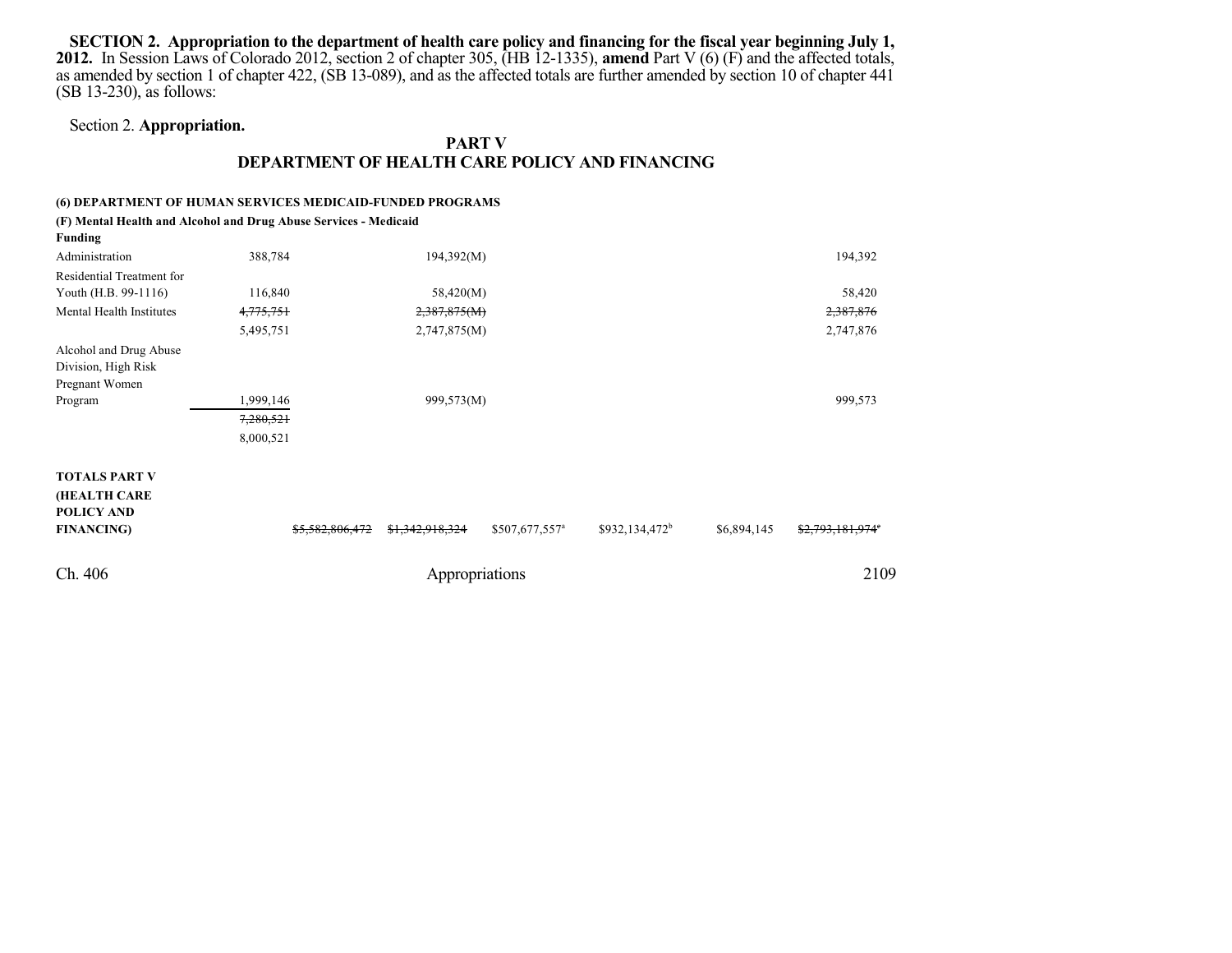**SECTION 2. Appropriation to the department of health care policy and financing for the fiscal year beginning July 1, 2012.** In Session Laws of Colorado 2012, section 2 of chapter 305, (HB 12-1335), **amend** Part V (6) (F) and the affected totals, as amended by section 1 of chapter 422, (SB 13-089), and as the affected totals are further amended by section 10 of chapter 441 (SB 13-230), as follows:

Section 2. **Appropriation.**

## PART V
## DEPARTMENT OF HEALTH CARE POLICY AND FINANCING

**(6) DEPARTMENT OF HUMAN SERVICES MEDICAID-FUNDED PROGRAMS**

**(F) Mental Health and Alcohol and Drug Abuse Services - Medicaid Funding**

| | | | | | | | |
|---|---|---|---|---|---|---|---|
| Administration | 388,784 | | 194,392(M) | | | | 194,392 |
| Residential Treatment for Youth (H.B. 99-1116) | 116,840 | | 58,420(M) | | | | 58,420 |
| Mental Health Institutes | ~~4,775,751~~ | | ~~2,387,875(M)~~ | | | | ~~2,387,876~~ |
| | 5,495,751 | | 2,747,875(M) | | | | 2,747,876 |
| Alcohol and Drug Abuse Division, High Risk Pregnant Women Program | 1,999,146 | | 999,573(M) | | | | 999,573 |
| | ~~7,280,521~~ | | | | | | |
| | 8,000,521 | | | | | | |
| | | | | | | | |
| **TOTALS PART V (HEALTH CARE POLICY AND FINANCING)** | | ~~$5,582,806,472~~ | ~~$1,342,918,324~~ | $507,677,557[a] | $932,134,472[b] | $6,894,145 | ~~$2,793,181,974~~[c] |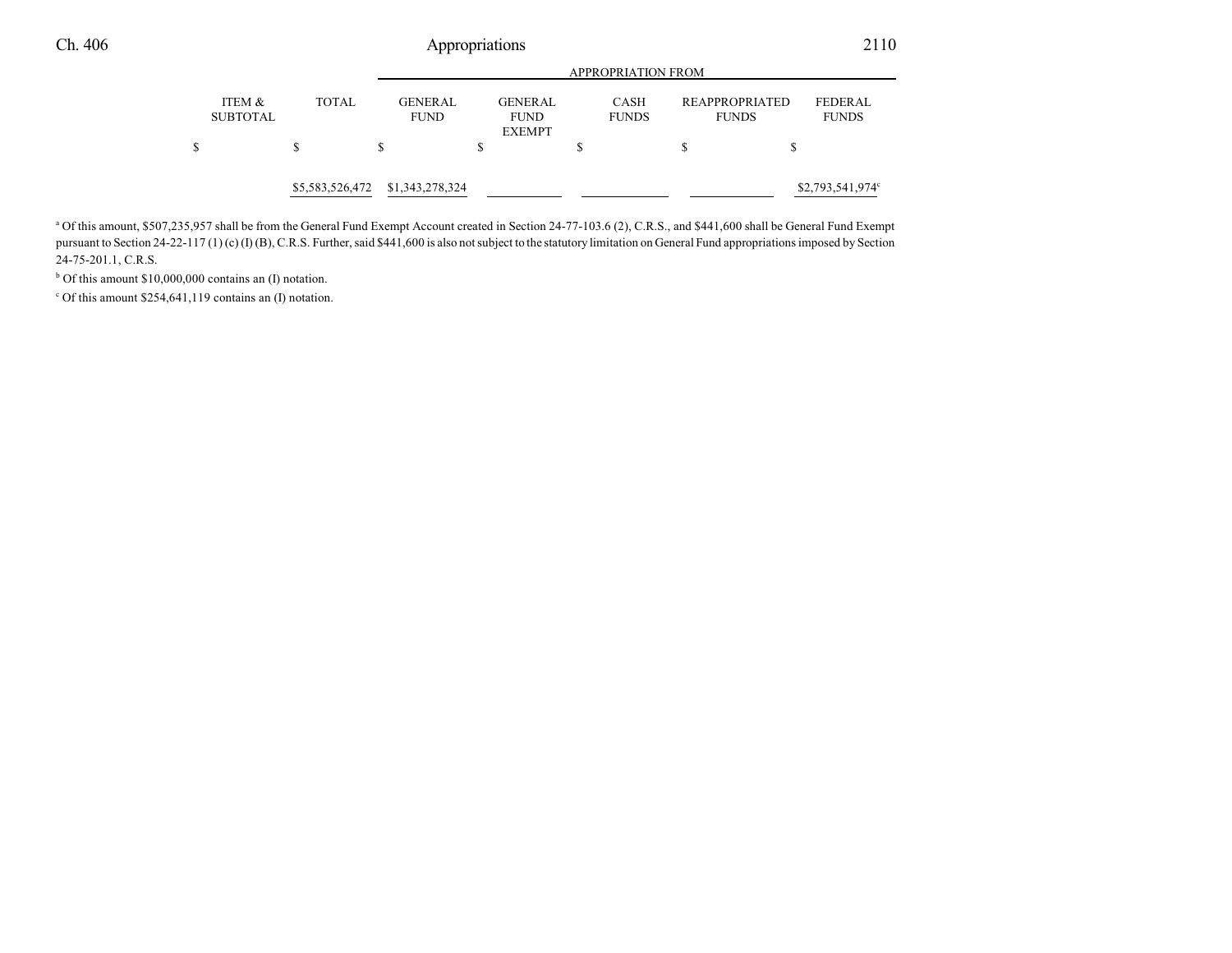| ITEM & SUBTOTAL | TOTAL | APPROPRIATION FROM | | | | |
|---|---|---|---|---|---|---|
| | | GENERAL FUND | GENERAL FUND EXEMPT | CASH FUNDS | REAPPROPRIATED FUNDS | FEDERAL FUNDS |
| $ | $ | $ | $ | $ | $ | $ |
| | $5,583,526,472 | $1,343,278,324 | | | | $2,793,541,974[c] |

[a] Of this amount, $507,235,957 shall be from the General Fund Exempt Account created in Section 24-77-103.6 (2), C.R.S., and $441,600 shall be General Fund Exempt pursuant to Section 24-22-117 (1) (c) (I) (B), C.R.S. Further, said $441,600 is also not subject to the statutory limitation on General Fund appropriations imposed by Section 24-75-201.1, C.R.S.

[b] Of this amount $10,000,000 contains an (I) notation.

[c] Of this amount $254,641,119 contains an (I) notation.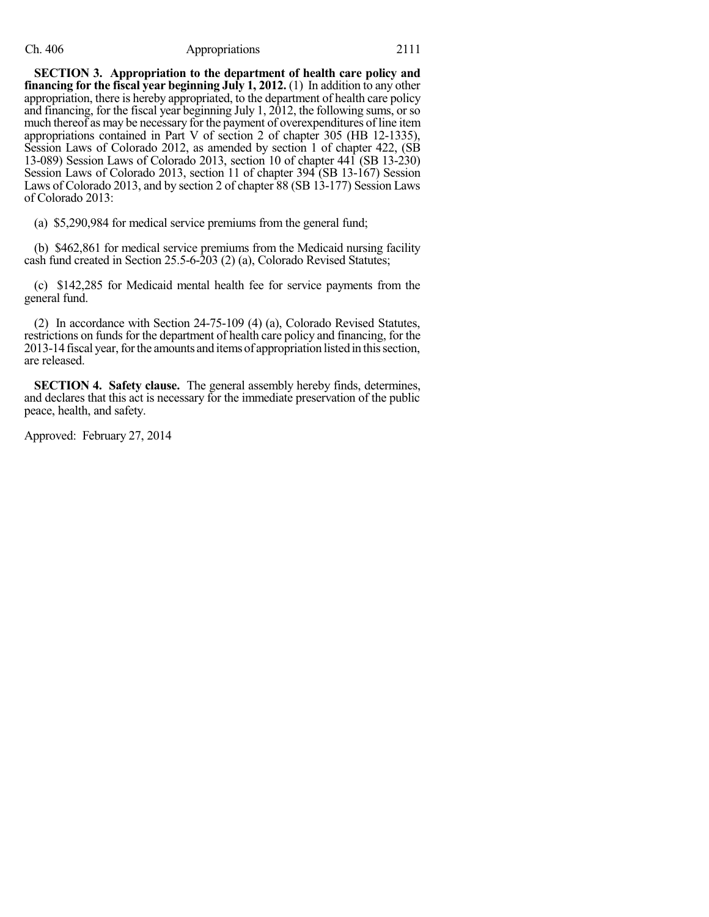**SECTION 3. Appropriation to the department of health care policy and financing for the fiscal year beginning July 1, 2012.** (1) In addition to any other appropriation, there is hereby appropriated, to the department of health care policy and financing, for the fiscal year beginning July 1, 2012, the following sums, or so much thereof as may be necessary for the payment of overexpenditures of line item appropriations contained in Part V of section 2 of chapter 305 (HB 12-1335), Session Laws of Colorado 2012, as amended by section 1 of chapter 422, (SB 13-089) Session Laws of Colorado 2013, section 10 of chapter 441 (SB 13-230) Session Laws of Colorado 2013, section 11 of chapter 394 (SB 13-167) Session Laws of Colorado 2013, and by section 2 of chapter 88 (SB 13-177) Session Laws of Colorado 2013:

(a) $5,290,984 for medical service premiums from the general fund;

(b) $462,861 for medical service premiums from the Medicaid nursing facility cash fund created in Section 25.5-6-203 (2) (a), Colorado Revised Statutes;

(c) $142,285 for Medicaid mental health fee for service payments from the general fund.

(2) In accordance with Section 24-75-109 (4) (a), Colorado Revised Statutes, restrictions on funds for the department of health care policy and financing, for the 2013-14 fiscal year, for the amounts and items of appropriation listed in this section, are released.

**SECTION 4. Safety clause.** The general assembly hereby finds, determines, and declares that this act is necessary for the immediate preservation of the public peace, health, and safety.

Approved: February 27, 2014